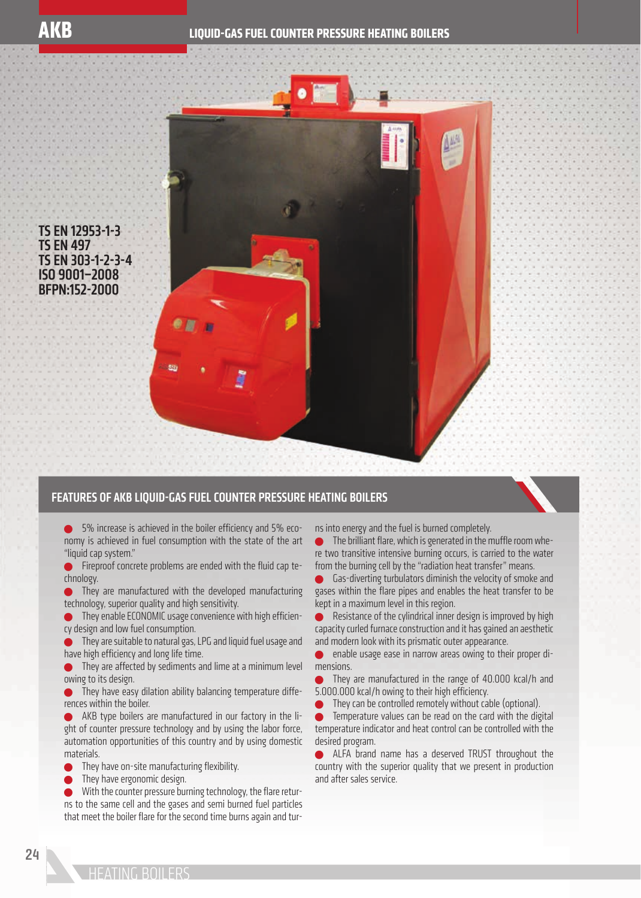# AKB

## LIQUID-GAS FUEL COUNTER PRESSURE HEATING BOILERS

TS EN 12953-1-3
TS EN 497
TS EN 303-1-2-3-4
ISO 9001–2008
BFPN:152-2000

## FEATURES OF AKB LIQUID-GAS FUEL COUNTER PRESSURE HEATING BOILERS

- 5% increase is achieved in the boiler efficiency and 5% economy is achieved in fuel consumption with the state of the art "liquid cap system."
- Fireproof concrete problems are ended with the fluid cap technology.
- They are manufactured with the developed manufacturing technology, superior quality and high sensitivity.
- They enable ECONOMIC usage convenience with high efficiency design and low fuel consumption.
- They are suitable to natural gas, LPG and liquid fuel usage and have high efficiency and long life time.
- They are affected by sediments and lime at a minimum level owing to its design.
- They have easy dilation ability balancing temperature differences within the boiler.
- AKB type boilers are manufactured in our factory in the light of counter pressure technology and by using the labor force, automation opportunities of this country and by using domestic materials.
- They have on-site manufacturing flexibility.
- They have ergonomic design.
- With the counter pressure burning technology, the flare returns to the same cell and the gases and semi burned fuel particles that meet the boiler flare for the second time burns again and turns into energy and the fuel is burned completely.
- The brilliant flare, which is generated in the muffle room where two transitive intensive burning occurs, is carried to the water from the burning cell by the "radiation heat transfer" means.
- Gas-diverting turbulators diminish the velocity of smoke and gases within the flare pipes and enables the heat transfer to be kept in a maximum level in this region.
- Resistance of the cylindrical inner design is improved by high capacity curled furnace construction and it has gained an aesthetic and modern look with its prismatic outer appearance.
- enable usage ease in narrow areas owing to their proper dimensions.
- They are manufactured in the range of 40.000 kcal/h and 5.000.000 kcal/h owing to their high efficiency.
- They can be controlled remotely without cable (optional).
- Temperature values can be read on the card with the digital temperature indicator and heat control can be controlled with the desired program.
- ALFA brand name has a deserved TRUST throughout the country with the superior quality that we present in production and after sales service.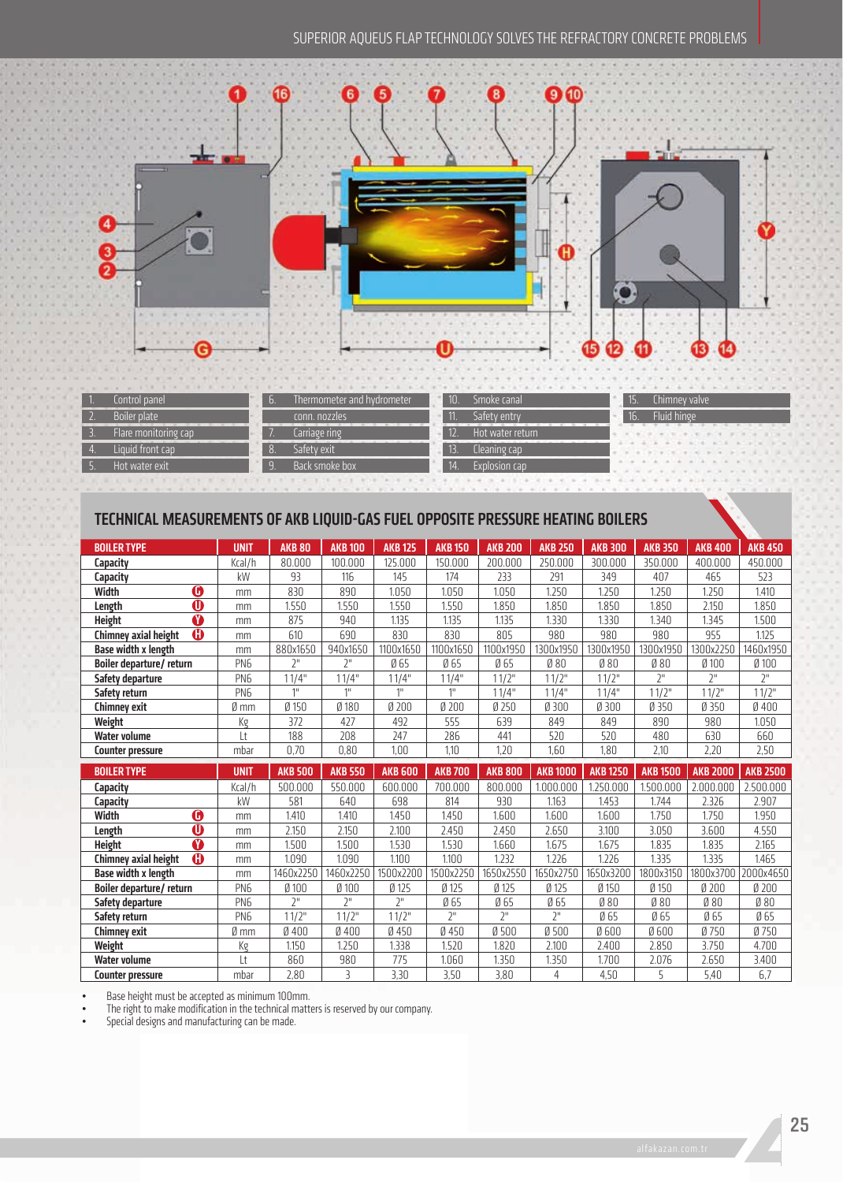SUPERIOR AQUEUS FLAP TECHNOLOGY SOLVES THE REFRACTORY CONCRETE PROBLEMS

| | | | |
|---|---|---|---|
| 1. Control panel | 6. Thermometer and hydrometer conn. nozzles | 10. Smoke canal | 15. Chimney valve |
| 2. Boiler plate | 7. Carriage ring | 11. Safety entry | 16. Fluid hinge |
| 3. Flare monitoring cap | 8. Safety exit | 12. Hot water return | |
| 4. Liquid front cap | 9. Back smoke box | 13. Cleaning cap | |
| 5. Hot water exit | | 14. Explosion cap | |

## TECHNICAL MEASUREMENTS OF AKB LIQUID-GAS FUEL OPPOSITE PRESSURE HEATING BOILERS

| BOILER TYPE | UNIT | AKB 80 | AKB 100 | AKB 125 | AKB 150 | AKB 200 | AKB 250 | AKB 300 | AKB 350 | AKB 400 | AKB 450 |
|---|---|---|---|---|---|---|---|---|---|---|---|
| Capacity | Kcal/h | 80.000 | 100.000 | 125.000 | 150.000 | 200.000 | 250.000 | 300.000 | 350.000 | 400.000 | 450.000 |
| Capacity | kW | 93 | 116 | 145 | 174 | 233 | 291 | 349 | 407 | 465 | 523 |
| Width (G) | mm | 830 | 890 | 1.050 | 1.050 | 1.050 | 1.250 | 1.250 | 1.250 | 1.250 | 1.410 |
| Length (U) | mm | 1.550 | 1.550 | 1.550 | 1.550 | 1.850 | 1.850 | 1.850 | 1.850 | 2.150 | 1.850 |
| Height (Y) | mm | 875 | 940 | 1.135 | 1.135 | 1.135 | 1.330 | 1.330 | 1.340 | 1.345 | 1.500 |
| Chimney axial height (H) | mm | 610 | 690 | 830 | 830 | 805 | 980 | 980 | 980 | 955 | 1.125 |
| Base width x length | mm | 880x1650 | 940x1650 | 1100x1650 | 1100x1650 | 1100x1950 | 1300x1950 | 1300x1950 | 1300x1950 | 1300x2250 | 1460x1950 |
| Boiler departure/ return | PN6 | 2" | 2" | Ø 65 | Ø 65 | Ø 65 | Ø 80 | Ø 80 | Ø 80 | Ø 100 | Ø 100 |
| Safety departure | PN6 | 1 1/4" | 1 1/4" | 1 1/4" | 1 1/4" | 1 1/2" | 1 1/2" | 1 1/2" | 2" | 2" | 2" |
| Safety return | PN6 | 1" | 1" | 1" | 1" | 1 1/4" | 1 1/4" | 1 1/4" | 1 1/2" | 1 1/2" | 1 1/2" |
| Chimney exit | Ø mm | Ø 150 | Ø 180 | Ø 200 | Ø 200 | Ø 250 | Ø 300 | Ø 300 | Ø 350 | Ø 350 | Ø 400 |
| Weight | Kg | 372 | 427 | 492 | 555 | 639 | 849 | 849 | 890 | 980 | 1.050 |
| Water volume | Lt | 188 | 208 | 247 | 286 | 441 | 520 | 520 | 480 | 630 | 660 |
| Counter pressure | mbar | 0,70 | 0,80 | 1,00 | 1,10 | 1,20 | 1,60 | 1,80 | 2,10 | 2,20 | 2,50 |

| BOILER TYPE | UNIT | AKB 500 | AKB 550 | AKB 600 | AKB 700 | AKB 800 | AKB 1000 | AKB 1250 | AKB 1500 | AKB 2000 | AKB 2500 |
|---|---|---|---|---|---|---|---|---|---|---|---|
| Capacity | Kcal/h | 500.000 | 550.000 | 600.000 | 700.000 | 800.000 | 1.000.000 | 1.250.000 | 1.500.000 | 2.000.000 | 2.500.000 |
| Capacity | kW | 581 | 640 | 698 | 814 | 930 | 1.163 | 1.453 | 1.744 | 2.326 | 2.907 |
| Width (G) | mm | 1.410 | 1.410 | 1.450 | 1.450 | 1.600 | 1.600 | 1.600 | 1.750 | 1.750 | 1.950 |
| Length (U) | mm | 2.150 | 2.150 | 2.100 | 2.450 | 2.450 | 2.650 | 3.100 | 3.050 | 3.600 | 4.550 |
| Height (Y) | mm | 1.500 | 1.500 | 1.530 | 1.530 | 1.660 | 1.675 | 1.675 | 1.835 | 1.835 | 2.165 |
| Chimney axial height (H) | mm | 1.090 | 1.090 | 1.100 | 1.100 | 1.232 | 1.226 | 1.226 | 1.335 | 1.335 | 1.465 |
| Base width x length | mm | 1460x2250 | 1460x2250 | 1500x2200 | 1500x2250 | 1650x2550 | 1650x2750 | 1650x3200 | 1800x3150 | 1800x3700 | 2000x4650 |
| Boiler departure/ return | PN6 | Ø 100 | Ø 100 | Ø 125 | Ø 125 | Ø 125 | Ø 125 | Ø 150 | Ø 150 | Ø 200 | Ø 200 |
| Safety departure | PN6 | 2" | 2" | 2" | Ø 65 | Ø 65 | Ø 65 | Ø 80 | Ø 80 | Ø 80 | Ø 80 |
| Safety return | PN6 | 1 1/2" | 1 1/2" | 1 1/2" | 2" | 2" | 2" | Ø 65 | Ø 65 | Ø 65 | Ø 65 |
| Chimney exit | Ø mm | Ø 400 | Ø 400 | Ø 450 | Ø 450 | Ø 500 | Ø 500 | Ø 600 | Ø 600 | Ø 750 | Ø 750 |
| Weight | Kg | 1.150 | 1.250 | 1.338 | 1.520 | 1.820 | 2.100 | 2.400 | 2.850 | 3.750 | 4.700 |
| Water volume | Lt | 860 | 980 | 775 | 1.060 | 1.350 | 1.350 | 1.700 | 2.076 | 2.650 | 3.400 |
| Counter pressure | mbar | 2,80 | 3 | 3,30 | 3,50 | 3,80 | 4 | 4,50 | 5 | 5,40 | 6,7 |

- Base height must be accepted as minimum 100mm.
- The right to make modification in the technical matters is reserved by our company.
- Special designs and manufacturing can be made.